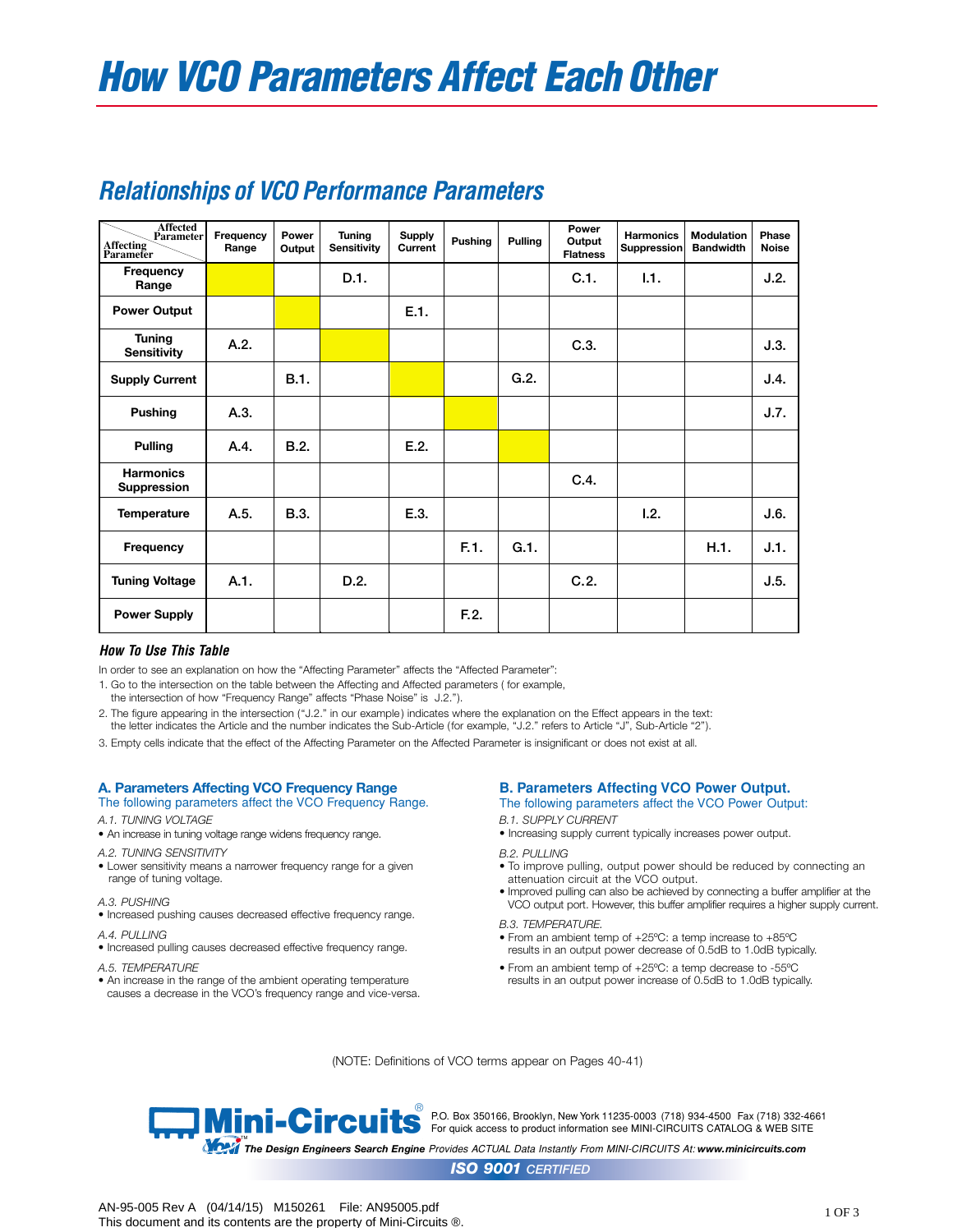# How VCO Parameters Affect Each Other

## Relationships of VCO Performance Parameters

| Affecting Parameter \ Affected Parameter | Frequency Range | Power Output | Tuning Sensitivity | Supply Current | Pushing | Pulling | Power Output Flatness | Harmonics Suppression | Modulation Bandwidth | Phase Noise |
|---|---|---|---|---|---|---|---|---|---|---|
| Frequency Range | | | D.1. | | | | C.1. | I.1. | | J.2. |
| Power Output | | | | E.1. | | | | | | |
| Tuning Sensitivity | A.2. | | | | | | C.3. | | | J.3. |
| Supply Current | | B.1. | | | | G.2. | | | | J.4. |
| Pushing | A.3. | | | | | | | | | J.7. |
| Pulling | A.4. | B.2. | | E.2. | | | | | | |
| Harmonics Suppression | | | | | | | C.4. | | | |
| Temperature | A.5. | B.3. | | E.3. | | | | I.2. | | J.6. |
| Frequency | | | | | F.1. | G.1. | | | H.1. | J.1. |
| Tuning Voltage | A.1. | | D.2. | | | | C.2. | | | J.5. |
| Power Supply | | | | | F.2. | | | | | |

### *How To Use This Table*

In order to see an explanation on how the "Affecting Parameter" affects the "Affected Parameter":

1. Go to the intersection on the table between the Affecting and Affected parameters ( for example, the intersection of how "Frequency Range" affects "Phase Noise" is J.2.").
2. The figure appearing in the intersection ("J.2." in our example) indicates where the explanation on the Effect appears in the text: the letter indicates the Article and the number indicates the Sub-Article (for example, "J.2." refers to Article "J", Sub-Article "2").
3. Empty cells indicate that the effect of the Affecting Parameter on the Affected Parameter is insignificant or does not exist at all.

### A. Parameters Affecting VCO Frequency Range

The following parameters affect the VCO Frequency Range.

*A.1. TUNING VOLTAGE*
- An increase in tuning voltage range widens frequency range.

*A.2. TUNING SENSITIVITY*
- Lower sensitivity means a narrower frequency range for a given range of tuning voltage.

*A.3. PUSHING*
- Increased pushing causes decreased effective frequency range.

*A.4. PULLING*
- Increased pulling causes decreased effective frequency range.

*A.5. TEMPERATURE*
- An increase in the range of the ambient operating temperature causes a decrease in the VCO's frequency range and vice-versa.

### B. Parameters Affecting VCO Power Output.

The following parameters affect the VCO Power Output:

*B.1. SUPPLY CURRENT*
- Increasing supply current typically increases power output.

*B.2. PULLING*
- To improve pulling, output power should be reduced by connecting an attenuation circuit at the VCO output.
- Improved pulling can also be achieved by connecting a buffer amplifier at the VCO output port. However, this buffer amplifier requires a higher supply current.

*B.3. TEMPERATURE.*
- From an ambient temp of +25ºC: a temp increase to +85ºC results in an output power decrease of 0.5dB to 1.0dB typically.
- From an ambient temp of +25ºC: a temp decrease to -55ºC results in an output power increase of 0.5dB to 1.0dB typically.

(NOTE: Definitions of VCO terms appear on Pages 40-41)

Mini-Circuits® P.O. Box 350166, Brooklyn, New York 11235-0003 (718) 934-4500 Fax (718) 332-4661
For quick access to product information see MINI-CIRCUITS CATALOG & WEB SITE

*The Design Engineers Search Engine* Provides ACTUAL Data Instantly From MINI-CIRCUITS At: **www.minicircuits.com**

***ISO 9001*** *CERTIFIED*

AN-95-005 Rev A (04/14/15) M150261 File: AN95005.pdf
This document and its contents are the property of Mini-Circuits ®.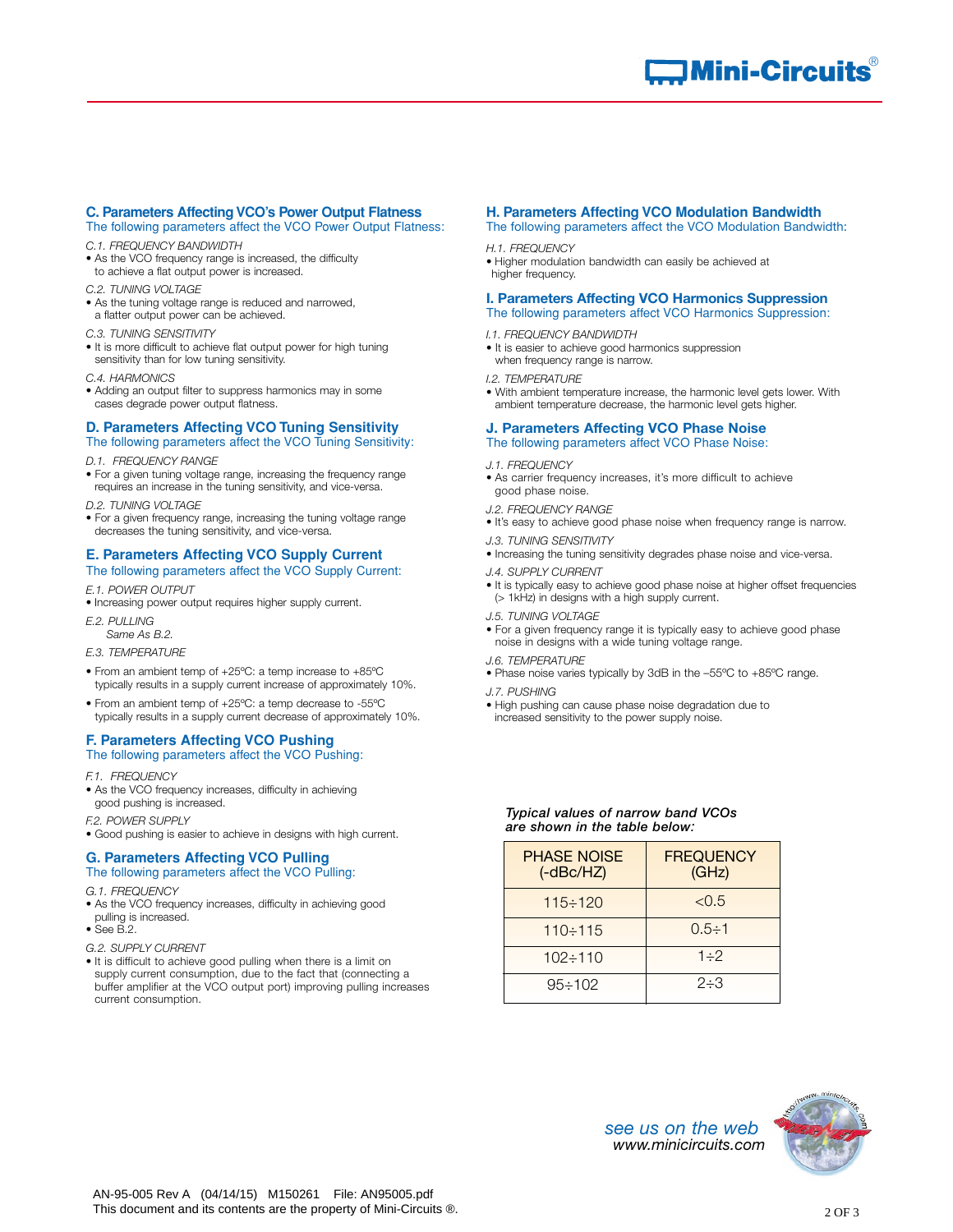## C. Parameters Affecting VCO's Power Output Flatness

The following parameters affect the VCO Power Output Flatness:

*C.1. FREQUENCY BANDWIDTH*

- As the VCO frequency range is increased, the difficulty to achieve a flat output power is increased.

*C.2. TUNING VOLTAGE*

- As the tuning voltage range is reduced and narrowed, a flatter output power can be achieved.

*C.3. TUNING SENSITIVITY*

- It is more difficult to achieve flat output power for high tuning sensitivity than for low tuning sensitivity.

*C.4. HARMONICS*

- Adding an output filter to suppress harmonics may in some cases degrade power output flatness.

## D. Parameters Affecting VCO Tuning Sensitivity

The following parameters affect the VCO Tuning Sensitivity:

*D.1. FREQUENCY RANGE*

- For a given tuning voltage range, increasing the frequency range requires an increase in the tuning sensitivity, and vice-versa.

*D.2. TUNING VOLTAGE*

- For a given frequency range, increasing the tuning voltage range decreases the tuning sensitivity, and vice-versa.

## E. Parameters Affecting VCO Supply Current

The following parameters affect the VCO Supply Current:

*E.1. POWER OUTPUT*

- Increasing power output requires higher supply current.

*E.2. PULLING*

*Same As B.2.*

*E.3. TEMPERATURE*

- From an ambient temp of +25ºC: a temp increase to +85ºC typically results in a supply current increase of approximately 10%.
- From an ambient temp of +25ºC: a temp decrease to -55ºC typically results in a supply current decrease of approximately 10%.

## F. Parameters Affecting VCO Pushing

The following parameters affect the VCO Pushing:

*F.1. FREQUENCY*

- As the VCO frequency increases, difficulty in achieving good pushing is increased.

*F.2. POWER SUPPLY*

- Good pushing is easier to achieve in designs with high current.

## G. Parameters Affecting VCO Pulling

The following parameters affect the VCO Pulling:

*G.1. FREQUENCY*

- As the VCO frequency increases, difficulty in achieving good pulling is increased.
- See B.2.

*G.2. SUPPLY CURRENT*

- It is difficult to achieve good pulling when there is a limit on supply current consumption, due to the fact that (connecting a buffer amplifier at the VCO output port) improving pulling increases current consumption.

## H. Parameters Affecting VCO Modulation Bandwidth

The following parameters affect the VCO Modulation Bandwidth:

*H.1. FREQUENCY*

- Higher modulation bandwidth can easily be achieved at higher frequency.

## I. Parameters Affecting VCO Harmonics Suppression

The following parameters affect VCO Harmonics Suppression:

*I.1. FREQUENCY BANDWIDTH*

- It is easier to achieve good harmonics suppression when frequency range is narrow.

*I.2. TEMPERATURE*

- With ambient temperature increase, the harmonic level gets lower. With ambient temperature decrease, the harmonic level gets higher.

## J. Parameters Affecting VCO Phase Noise

The following parameters affect VCO Phase Noise:

*J.1. FREQUENCY*

- As carrier frequency increases, it's more difficult to achieve good phase noise.

*J.2. FREQUENCY RANGE*

- It's easy to achieve good phase noise when frequency range is narrow.

*J.3. TUNING SENSITIVITY*

- Increasing the tuning sensitivity degrades phase noise and vice-versa.

*J.4. SUPPLY CURRENT*

- It is typically easy to achieve good phase noise at higher offset frequencies (> 1kHz) in designs with a high supply current.

*J.5. TUNING VOLTAGE*

- For a given frequency range it is typically easy to achieve good phase noise in designs with a wide tuning voltage range.

*J.6. TEMPERATURE*

- Phase noise varies typically by 3dB in the –55ºC to +85ºC range.

*J.7. PUSHING*

- High pushing can cause phase noise degradation due to increased sensitivity to the power supply noise.

***Typical values of narrow band VCOs are shown in the table below:***

| PHASE NOISE (-dBc/HZ) | FREQUENCY (GHz) |
|---|---|
| 115÷120 | <0.5 |
| 110÷115 | 0.5÷1 |
| 102÷110 | 1÷2 |
| 95÷102 | 2÷3 |

*see us on the web*
*www.minicircuits.com*

AN-95-005 Rev A (04/14/15) M150261 File: AN95005.pdf
This document and its contents are the property of Mini-Circuits ®.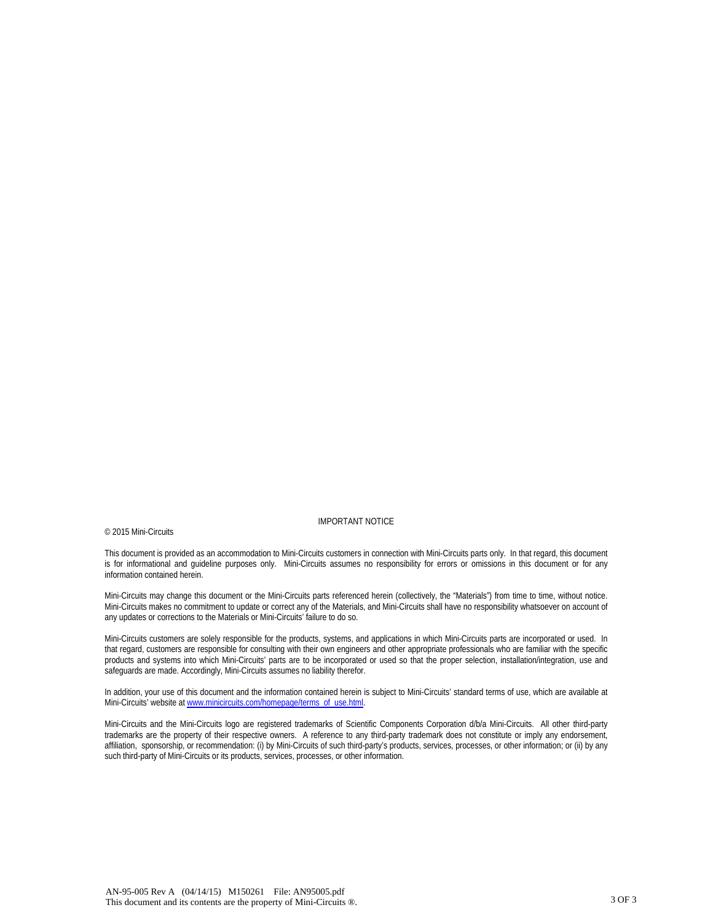## IMPORTANT NOTICE

© 2015 Mini-Circuits

This document is provided as an accommodation to Mini-Circuits customers in connection with Mini-Circuits parts only. In that regard, this document is for informational and guideline purposes only. Mini-Circuits assumes no responsibility for errors or omissions in this document or for any information contained herein.

Mini-Circuits may change this document or the Mini-Circuits parts referenced herein (collectively, the "Materials") from time to time, without notice. Mini-Circuits makes no commitment to update or correct any of the Materials, and Mini-Circuits shall have no responsibility whatsoever on account of any updates or corrections to the Materials or Mini-Circuits' failure to do so.

Mini-Circuits customers are solely responsible for the products, systems, and applications in which Mini-Circuits parts are incorporated or used. In that regard, customers are responsible for consulting with their own engineers and other appropriate professionals who are familiar with the specific products and systems into which Mini-Circuits' parts are to be incorporated or used so that the proper selection, installation/integration, use and safeguards are made. Accordingly, Mini-Circuits assumes no liability therefor.

In addition, your use of this document and the information contained herein is subject to Mini-Circuits' standard terms of use, which are available at Mini-Circuits' website at www.minicircuits.com/homepage/terms_of_use.html.

Mini-Circuits and the Mini-Circuits logo are registered trademarks of Scientific Components Corporation d/b/a Mini-Circuits. All other third-party trademarks are the property of their respective owners. A reference to any third-party trademark does not constitute or imply any endorsement, affiliation, sponsorship, or recommendation: (i) by Mini-Circuits of such third-party's products, services, processes, or other information; or (ii) by any such third-party of Mini-Circuits or its products, services, processes, or other information.

AN-95-005 Rev A (04/14/15) M150261 File: AN95005.pdf
This document and its contents are the property of Mini-Circuits ®.